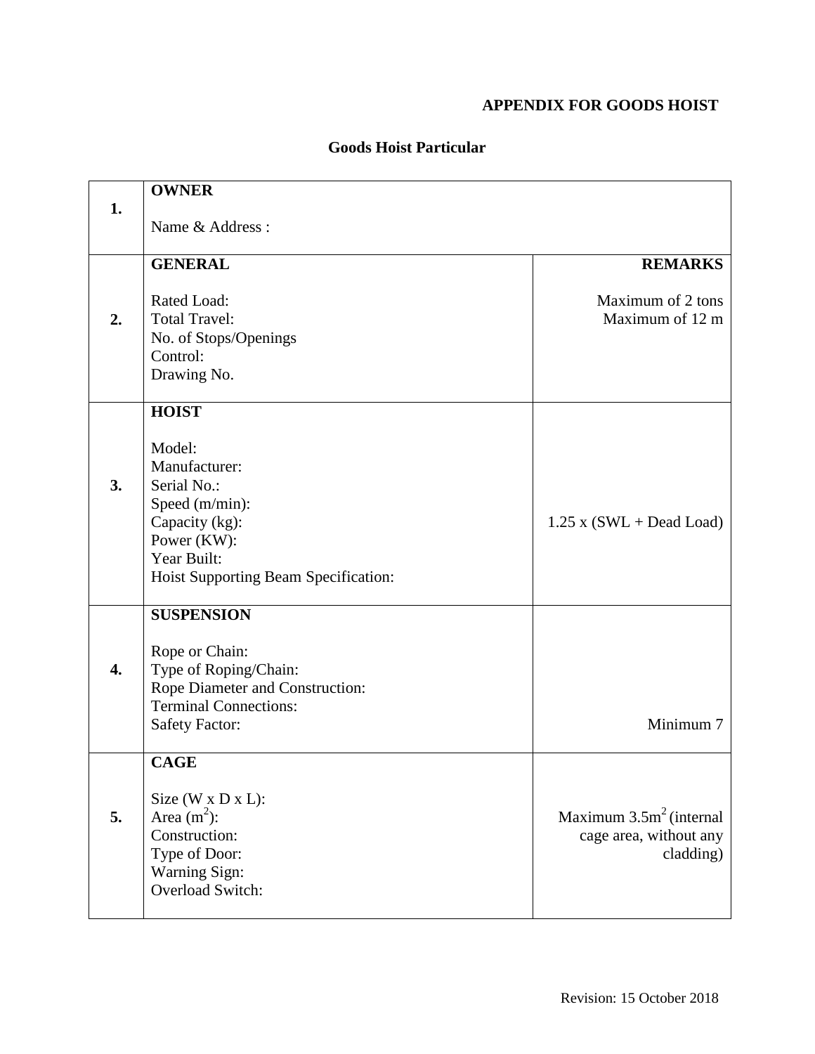**APPENDIX FOR GOODS HOIST**

**Goods Hoist Particular**

| | | |
|---|---|---|
| **1.** | **OWNER**<br><br>Name & Address : | |
| **2.** | **GENERAL**<br><br>Rated Load:<br>Total Travel:<br>No. of Stops/Openings<br>Control:<br>Drawing No. | **REMARKS**<br><br>Maximum of 2 tons<br>Maximum of 12 m |
| **3.** | **HOIST**<br><br>Model:<br>Manufacturer:<br>Serial No.:<br>Speed (m/min):<br>Capacity (kg):<br>Power (KW):<br>Year Built:<br>Hoist Supporting Beam Specification: | <br><br><br><br><br>1.25 x (SWL + Dead Load) |
| **4.** | **SUSPENSION**<br><br>Rope or Chain:<br>Type of Roping/Chain:<br>Rope Diameter and Construction:<br>Terminal Connections:<br>Safety Factor: | <br><br><br><br><br>Minimum 7 |
| **5.** | **CAGE**<br><br>Size (W x D x L):<br>Area ($m^2$):<br>Construction:<br>Type of Door:<br>Warning Sign:<br>Overload Switch: | <br><br><br>Maximum 3.5$m^2$ (internal cage area, without any cladding) |

Revision: 15 October 2018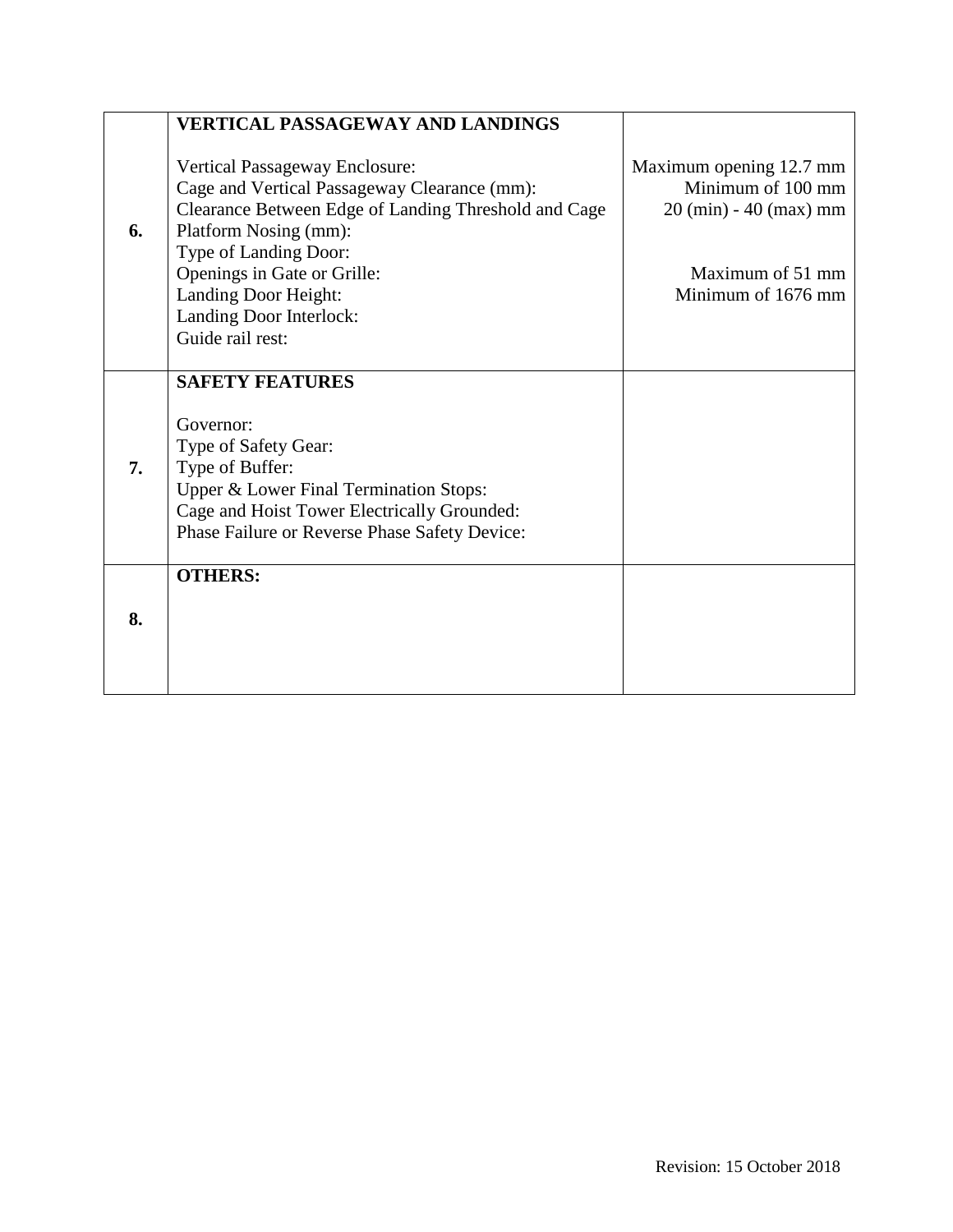| | | |
|---|---|---|
| **6.** | **VERTICAL PASSAGEWAY AND LANDINGS**<br><br>Vertical Passageway Enclosure:<br>Cage and Vertical Passageway Clearance (mm):<br>Clearance Between Edge of Landing Threshold and Cage Platform Nosing (mm):<br>Type of Landing Door:<br>Openings in Gate or Grille:<br>Landing Door Height:<br>Landing Door Interlock:<br>Guide rail rest: | <br><br>Maximum opening 12.7 mm<br>Minimum of 100 mm<br>20 (min) - 40 (max) mm<br><br><br>Maximum of 51 mm<br>Minimum of 1676 mm |
| **7.** | **SAFETY FEATURES**<br><br>Governor:<br>Type of Safety Gear:<br>Type of Buffer:<br>Upper & Lower Final Termination Stops:<br>Cage and Hoist Tower Electrically Grounded:<br>Phase Failure or Reverse Phase Safety Device: | |
| **8.** | **OTHERS:** | |

Revision: 15 October 2018